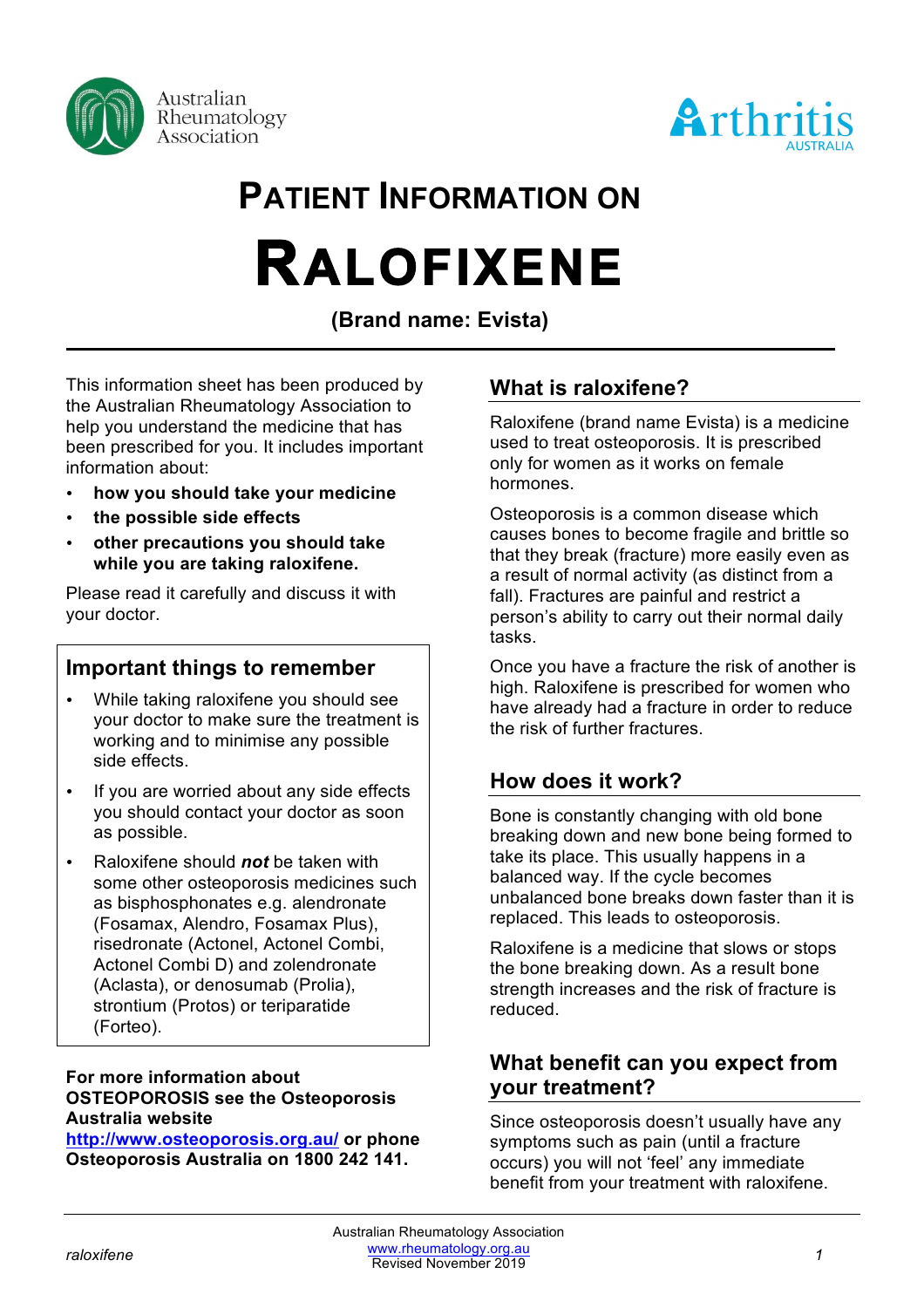# Patient Information on

# Raloxifene

**(Brand name: Evista)**

This information sheet has been produced by the Australian Rheumatology Association to help you understand the medicine that has been prescribed for you. It includes important information about:

- **how you should take your medicine**
- **the possible side effects**
- **other precautions you should take while you are taking raloxifene.**

Please read it carefully and discuss it with your doctor.

## Important things to remember

- While taking raloxifene you should see your doctor to make sure the treatment is working and to minimise any possible side effects.
- If you are worried about any side effects you should contact your doctor as soon as possible.
- Raloxifene should ***not*** be taken with some other osteoporosis medicines such as bisphosphonates e.g. alendronate (Fosamax, Alendro, Fosamax Plus), risedronate (Actonel, Actonel Combi, Actonel Combi D) and zolendronate (Aclasta), or denosumab (Prolia), strontium (Protos) or teriparatide (Forteo).

**For more information about OSTEOPOROSIS see the Osteoporosis Australia website [http://www.osteoporosis.org.au/](http://www.osteoporosis.org.au/) or phone Osteoporosis Australia on 1800 242 141.**

## What is raloxifene?

Raloxifene (brand name Evista) is a medicine used to treat osteoporosis. It is prescribed only for women as it works on female hormones.

Osteoporosis is a common disease which causes bones to become fragile and brittle so that they break (fracture) more easily even as a result of normal activity (as distinct from a fall). Fractures are painful and restrict a person's ability to carry out their normal daily tasks.

Once you have a fracture the risk of another is high. Raloxifene is prescribed for women who have already had a fracture in order to reduce the risk of further fractures.

## How does it work?

Bone is constantly changing with old bone breaking down and new bone being formed to take its place. This usually happens in a balanced way. If the cycle becomes unbalanced bone breaks down faster than it is replaced. This leads to osteoporosis.

Raloxifene is a medicine that slows or stops the bone breaking down. As a result bone strength increases and the risk of fracture is reduced.

## What benefit can you expect from your treatment?

Since osteoporosis doesn't usually have any symptoms such as pain (until a fracture occurs) you will not 'feel' any immediate benefit from your treatment with raloxifene.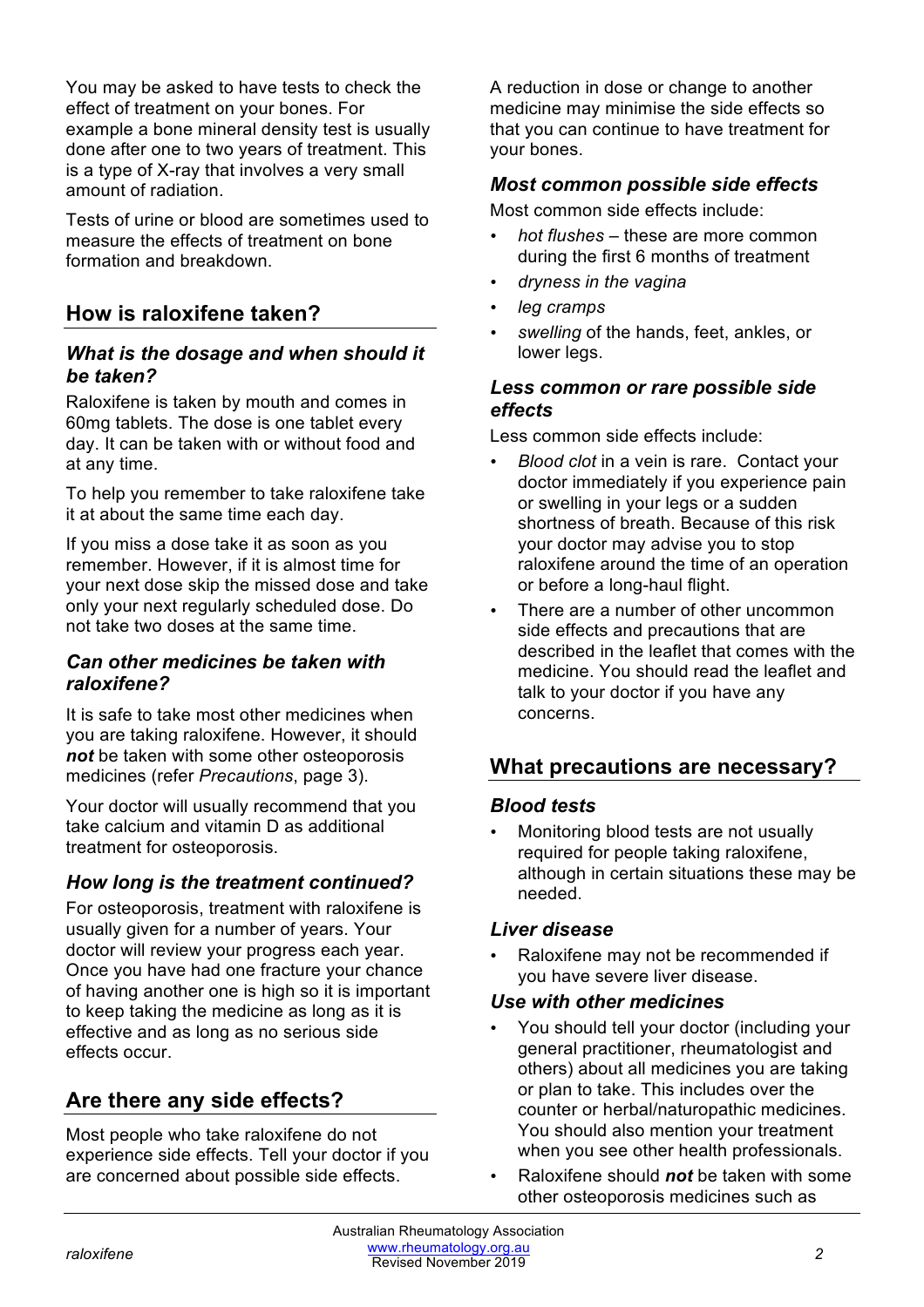You may be asked to have tests to check the effect of treatment on your bones. For example a bone mineral density test is usually done after one to two years of treatment. This is a type of X-ray that involves a very small amount of radiation.

Tests of urine or blood are sometimes used to measure the effects of treatment on bone formation and breakdown.

## How is raloxifene taken?

### *What is the dosage and when should it be taken?*

Raloxifene is taken by mouth and comes in 60mg tablets. The dose is one tablet every day. It can be taken with or without food and at any time.

To help you remember to take raloxifene take it at about the same time each day.

If you miss a dose take it as soon as you remember. However, if it is almost time for your next dose skip the missed dose and take only your next regularly scheduled dose. Do not take two doses at the same time.

### *Can other medicines be taken with raloxifene?*

It is safe to take most other medicines when you are taking raloxifene. However, it should ***not*** be taken with some other osteoporosis medicines (refer *Precautions*, page 3).

Your doctor will usually recommend that you take calcium and vitamin D as additional treatment for osteoporosis.

### *How long is the treatment continued?*

For osteoporosis, treatment with raloxifene is usually given for a number of years. Your doctor will review your progress each year. Once you have had one fracture your chance of having another one is high so it is important to keep taking the medicine as long as it is effective and as long as no serious side effects occur.

## Are there any side effects?

Most people who take raloxifene do not experience side effects. Tell your doctor if you are concerned about possible side effects.

A reduction in dose or change to another medicine may minimise the side effects so that you can continue to have treatment for your bones.

### *Most common possible side effects*

Most common side effects include:

- *hot flushes* – these are more common during the first 6 months of treatment
- *dryness in the vagina*
- *leg cramps*
- *swelling* of the hands, feet, ankles, or lower legs.

### *Less common or rare possible side effects*

Less common side effects include:

- *Blood clot* in a vein is rare. Contact your doctor immediately if you experience pain or swelling in your legs or a sudden shortness of breath. Because of this risk your doctor may advise you to stop raloxifene around the time of an operation or before a long-haul flight.
- There are a number of other uncommon side effects and precautions that are described in the leaflet that comes with the medicine. You should read the leaflet and talk to your doctor if you have any concerns.

## What precautions are necessary?

### *Blood tests*

- Monitoring blood tests are not usually required for people taking raloxifene, although in certain situations these may be needed.

### *Liver disease*

- Raloxifene may not be recommended if you have severe liver disease.

### *Use with other medicines*

- You should tell your doctor (including your general practitioner, rheumatologist and others) about all medicines you are taking or plan to take. This includes over the counter or herbal/naturopathic medicines. You should also mention your treatment when you see other health professionals.
- Raloxifene should ***not*** be taken with some other osteoporosis medicines such as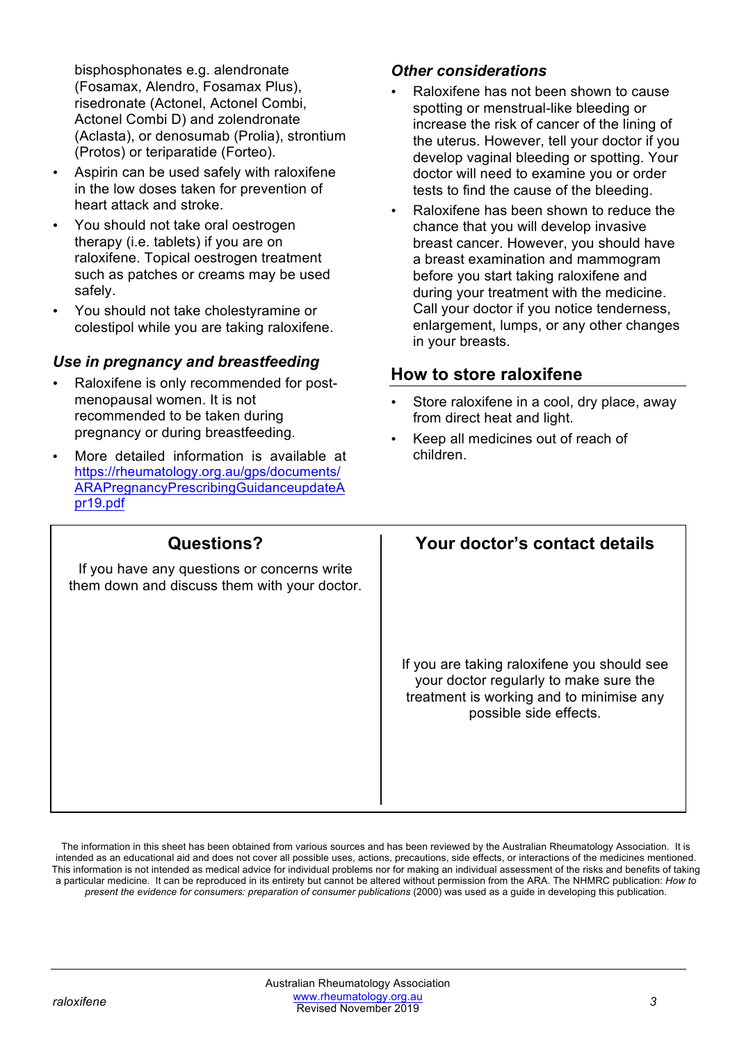bisphosphonates e.g. alendronate (Fosamax, Alendro, Fosamax Plus), risedronate (Actonel, Actonel Combi, Actonel Combi D) and zolendronate (Aclasta), or denosumab (Prolia), strontium (Protos) or teriparatide (Forteo).

- Aspirin can be used safely with raloxifene in the low doses taken for prevention of heart attack and stroke.
- You should not take oral oestrogen therapy (i.e. tablets) if you are on raloxifene. Topical oestrogen treatment such as patches or creams may be used safely.
- You should not take cholestyramine or colestipol while you are taking raloxifene.

### *Use in pregnancy and breastfeeding*

- Raloxifene is only recommended for post-menopausal women. It is not recommended to be taken during pregnancy or during breastfeeding.
- More detailed information is available at https://rheumatology.org.au/gps/documents/ARAPregnancyPrescribingGuidanceupdateApr19.pdf

### *Other considerations*

- Raloxifene has not been shown to cause spotting or menstrual-like bleeding or increase the risk of cancer of the lining of the uterus. However, tell your doctor if you develop vaginal bleeding or spotting. Your doctor will need to examine you or order tests to find the cause of the bleeding.
- Raloxifene has been shown to reduce the chance that you will develop invasive breast cancer. However, you should have a breast examination and mammogram before you start taking raloxifene and during your treatment with the medicine. Call your doctor if you notice tenderness, enlargement, lumps, or any other changes in your breasts.

## How to store raloxifene

- Store raloxifene in a cool, dry place, away from direct heat and light.
- Keep all medicines out of reach of children.

## Questions?

If you have any questions or concerns write them down and discuss them with your doctor.

## Your doctor's contact details

If you are taking raloxifene you should see your doctor regularly to make sure the treatment is working and to minimise any possible side effects.

The information in this sheet has been obtained from various sources and has been reviewed by the Australian Rheumatology Association. It is intended as an educational aid and does not cover all possible uses, actions, precautions, side effects, or interactions of the medicines mentioned. This information is not intended as medical advice for individual problems nor for making an individual assessment of the risks and benefits of taking a particular medicine. It can be reproduced in its entirety but cannot be altered without permission from the ARA. The NHMRC publication: *How to present the evidence for consumers: preparation of consumer publications* (2000) was used as a guide in developing this publication.